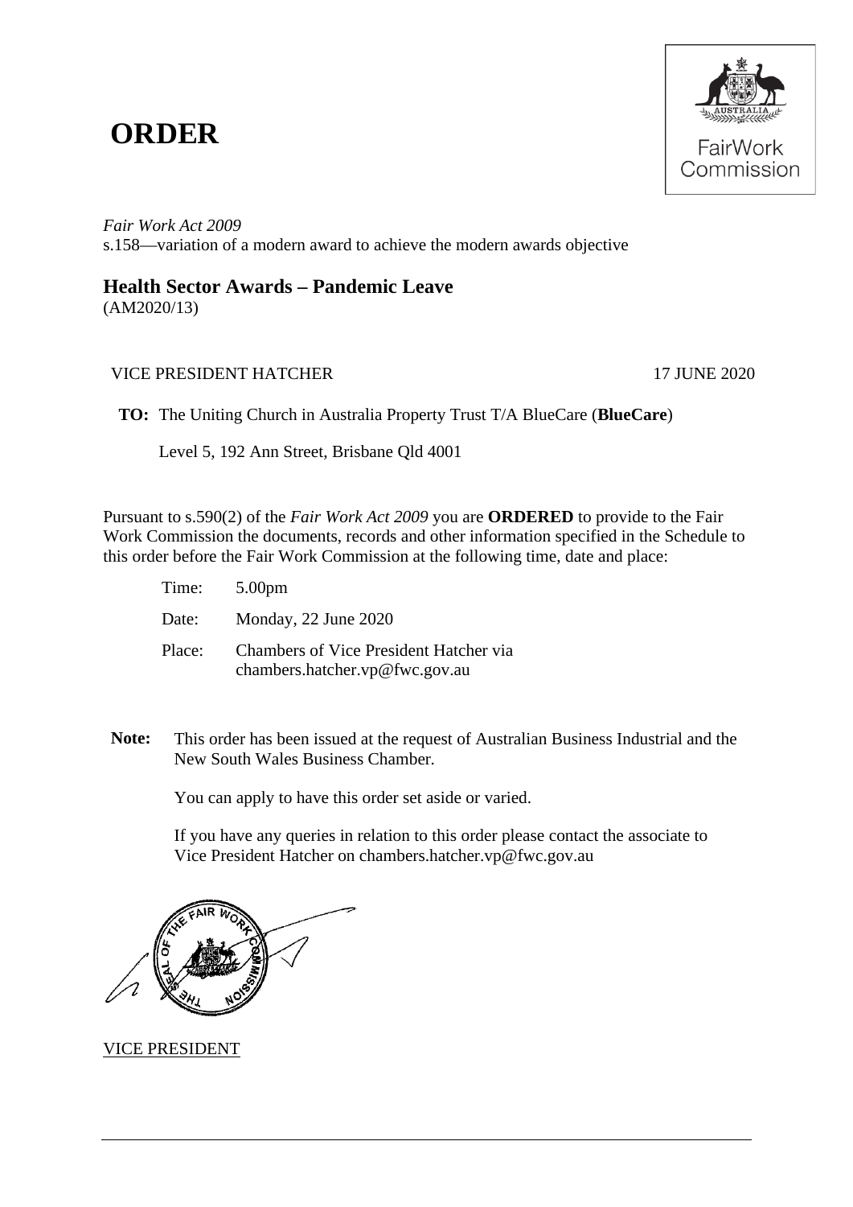# ORDER

*Fair Work Act 2009*
s.158—variation of a modern award to achieve the modern awards objective

## Health Sector Awards – Pandemic Leave

(AM2020/13)

VICE PRESIDENT HATCHER 17 JUNE 2020

**TO:** The Uniting Church in Australia Property Trust T/A BlueCare (**BlueCare**)

Level 5, 192 Ann Street, Brisbane Qld 4001

Pursuant to s.590(2) of the *Fair Work Act 2009* you are **ORDERED** to provide to the Fair Work Commission the documents, records and other information specified in the Schedule to this order before the Fair Work Commission at the following time, date and place:

Time: 5.00pm

Date: Monday, 22 June 2020

Place: Chambers of Vice President Hatcher via chambers.hatcher.vp@fwc.gov.au

**Note:** This order has been issued at the request of Australian Business Industrial and the New South Wales Business Chamber.

You can apply to have this order set aside or varied.

If you have any queries in relation to this order please contact the associate to Vice President Hatcher on chambers.hatcher.vp@fwc.gov.au

VICE PRESIDENT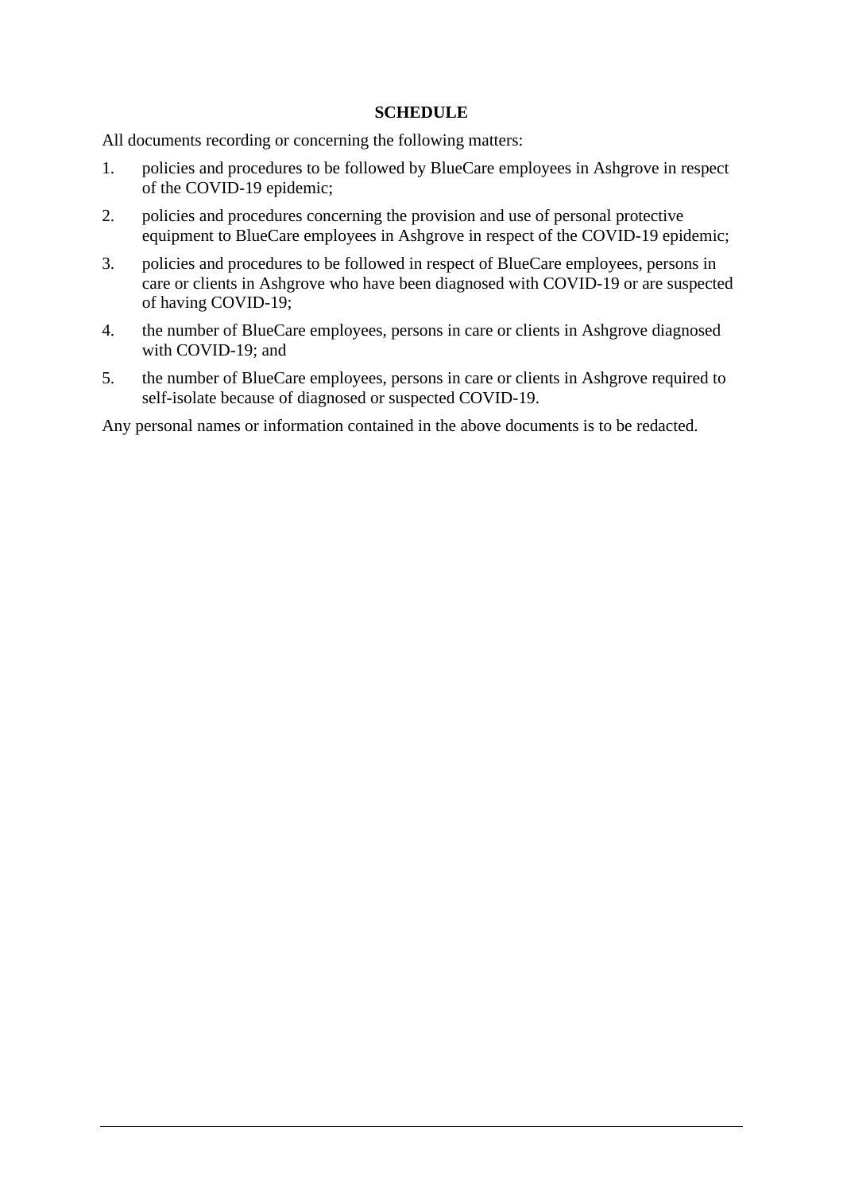**SCHEDULE**

All documents recording or concerning the following matters:

1. policies and procedures to be followed by BlueCare employees in Ashgrove in respect of the COVID-19 epidemic;
2. policies and procedures concerning the provision and use of personal protective equipment to BlueCare employees in Ashgrove in respect of the COVID-19 epidemic;
3. policies and procedures to be followed in respect of BlueCare employees, persons in care or clients in Ashgrove who have been diagnosed with COVID-19 or are suspected of having COVID-19;
4. the number of BlueCare employees, persons in care or clients in Ashgrove diagnosed with COVID-19; and
5. the number of BlueCare employees, persons in care or clients in Ashgrove required to self-isolate because of diagnosed or suspected COVID-19.

Any personal names or information contained in the above documents is to be redacted.